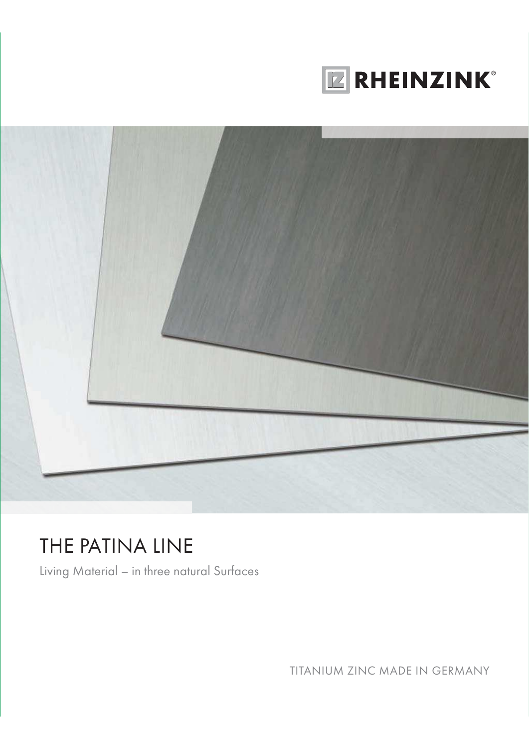RHEINZINK®

# THE PATINA LINE

Living Material – in three natural Surfaces

TITANIUM ZINC MADE IN GERMANY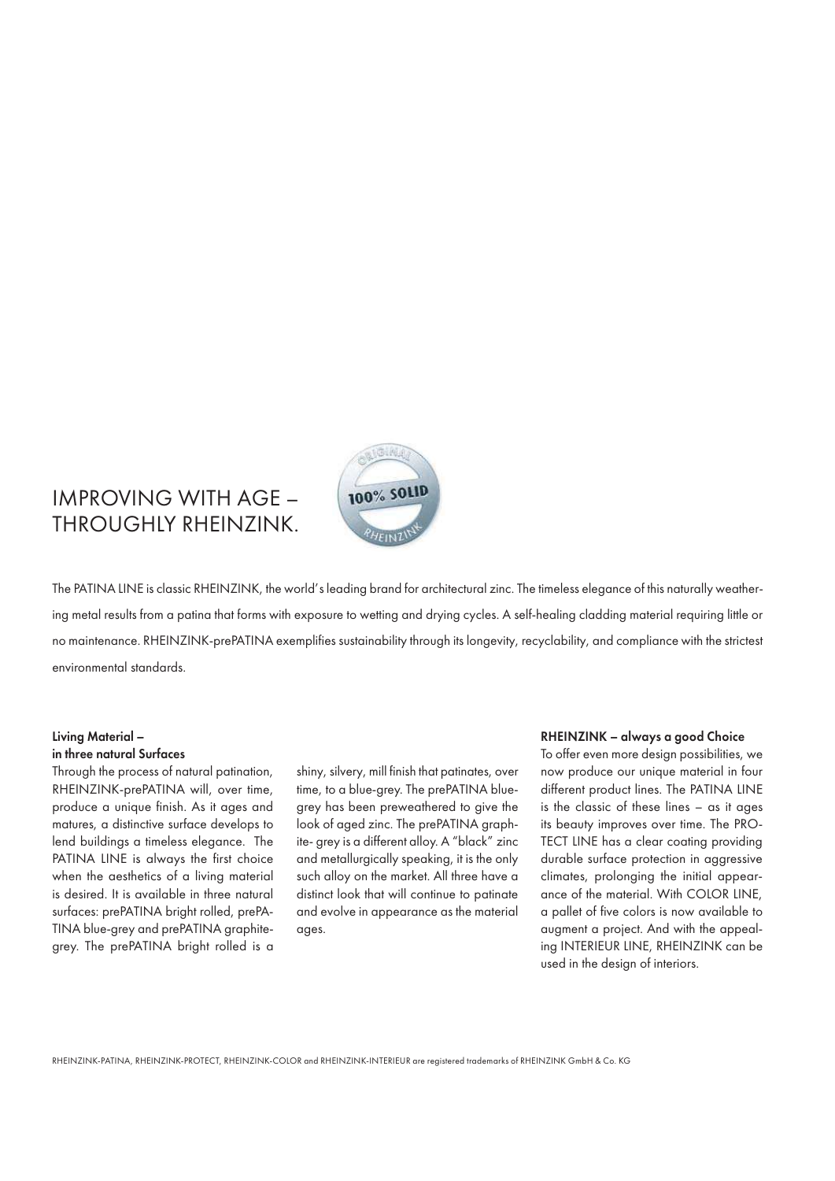# IMPROVING WITH AGE – THROUGHLY RHEINZINK.

The PATINA LINE is classic RHEINZINK, the world's leading brand for architectural zinc. The timeless elegance of this naturally weathering metal results from a patina that forms with exposure to wetting and drying cycles. A self-healing cladding material requiring little or no maintenance. RHEINZINK-prePATINA exemplifies sustainability through its longevity, recyclability, and compliance with the strictest environmental standards.

**Living Material – in three natural Surfaces**

Through the process of natural patination, RHEINZINK-prePATINA will, over time, produce a unique finish. As it ages and matures, a distinctive surface develops to lend buildings a timeless elegance. The PATINA LINE is always the first choice when the aesthetics of a living material is desired. It is available in three natural surfaces: prePATINA bright rolled, prePATINA blue-grey and prePATINA graphite-grey. The prePATINA bright rolled is a shiny, silvery, mill finish that patinates, over time, to a blue-grey. The prePATINA blue-grey has been preweathered to give the look of aged zinc. The prePATINA graphite- grey is a different alloy. A "black" zinc and metallurgically speaking, it is the only such alloy on the market. All three have a distinct look that will continue to patinate and evolve in appearance as the material ages.

**RHEINZINK – always a good Choice**

To offer even more design possibilities, we now produce our unique material in four different product lines. The PATINA LINE is the classic of these lines – as it ages its beauty improves over time. The PROTECT LINE has a clear coating providing durable surface protection in aggressive climates, prolonging the initial appearance of the material. With COLOR LINE, a pallet of five colors is now available to augment a project. And with the appealing INTERIEUR LINE, RHEINZINK can be used in the design of interiors.

RHEINZINK-PATINA, RHEINZINK-PROTECT, RHEINZINK-COLOR and RHEINZINK-INTERIEUR are registered trademarks of RHEINZINK GmbH & Co. KG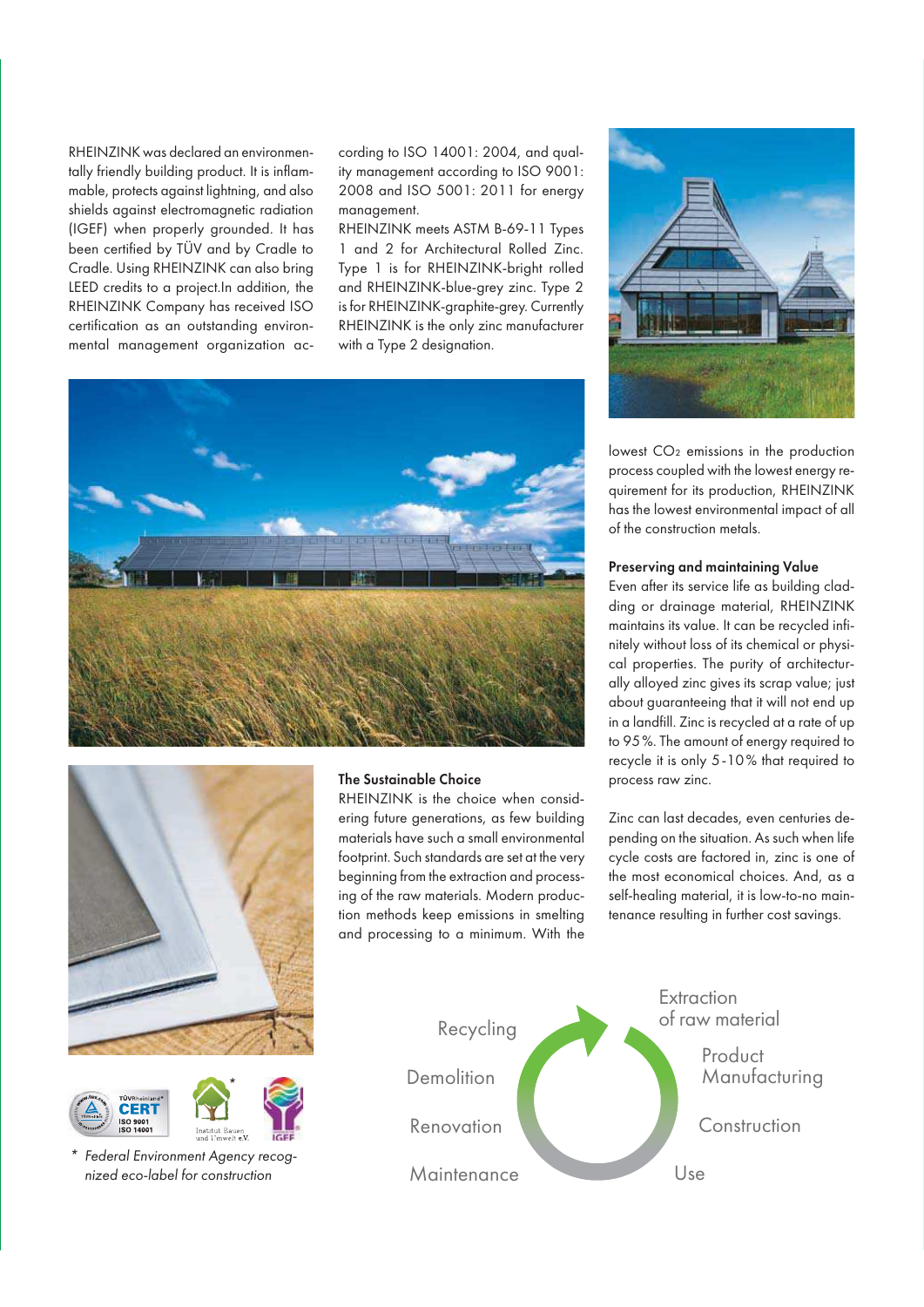RHEINZINK was declared an environmentally friendly building product. It is inflammable, protects against lightning, and also shields against electromagnetic radiation (IGEF) when properly grounded. It has been certified by TÜV and by Cradle to Cradle. Using RHEINZINK can also bring LEED credits to a project.In addition, the RHEINZINK Company has received ISO certification as an outstanding environmental management organization according to ISO 14001: 2004, and quality management according to ISO 9001: 2008 and ISO 5001: 2011 for energy management.

RHEINZINK meets ASTM B-69-11 Types 1 and 2 for Architectural Rolled Zinc. Type 1 is for RHEINZINK-bright rolled and RHEINZINK-blue-grey zinc. Type 2 is for RHEINZINK-graphite-grey. Currently RHEINZINK is the only zinc manufacturer with a Type 2 designation.

### The Sustainable Choice

RHEINZINK is the choice when considering future generations, as few building materials have such a small environmental footprint. Such standards are set at the very beginning from the extraction and processing of the raw materials. Modern production methods keep emissions in smelting and processing to a minimum. With the lowest $CO_2$ emissions in the production process coupled with the lowest energy requirement for its production, RHEINZINK has the lowest environmental impact of all of the construction metals.

### Preserving and maintaining Value

Even after its service life as building cladding or drainage material, RHEINZINK maintains its value. It can be recycled infinitely without loss of its chemical or physical properties. The purity of architecturally alloyed zinc gives its scrap value; just about guaranteeing that it will not end up in a landfill. Zinc is recycled at a rate of up to 95 %. The amount of energy required to recycle it is only 5-10 % that required to process raw zinc.

Zinc can last decades, even centuries depending on the situation. As such when life cycle costs are factored in, zinc is one of the most economical choices. And, as a self-healing material, it is low-to-no maintenance resulting in further cost savings.

Extraction of raw material

Product Manufacturing

Construction

Use

Maintenance

Renovation

Demolition

Recycling

*Federal Environment Agency recognized eco-label for construction*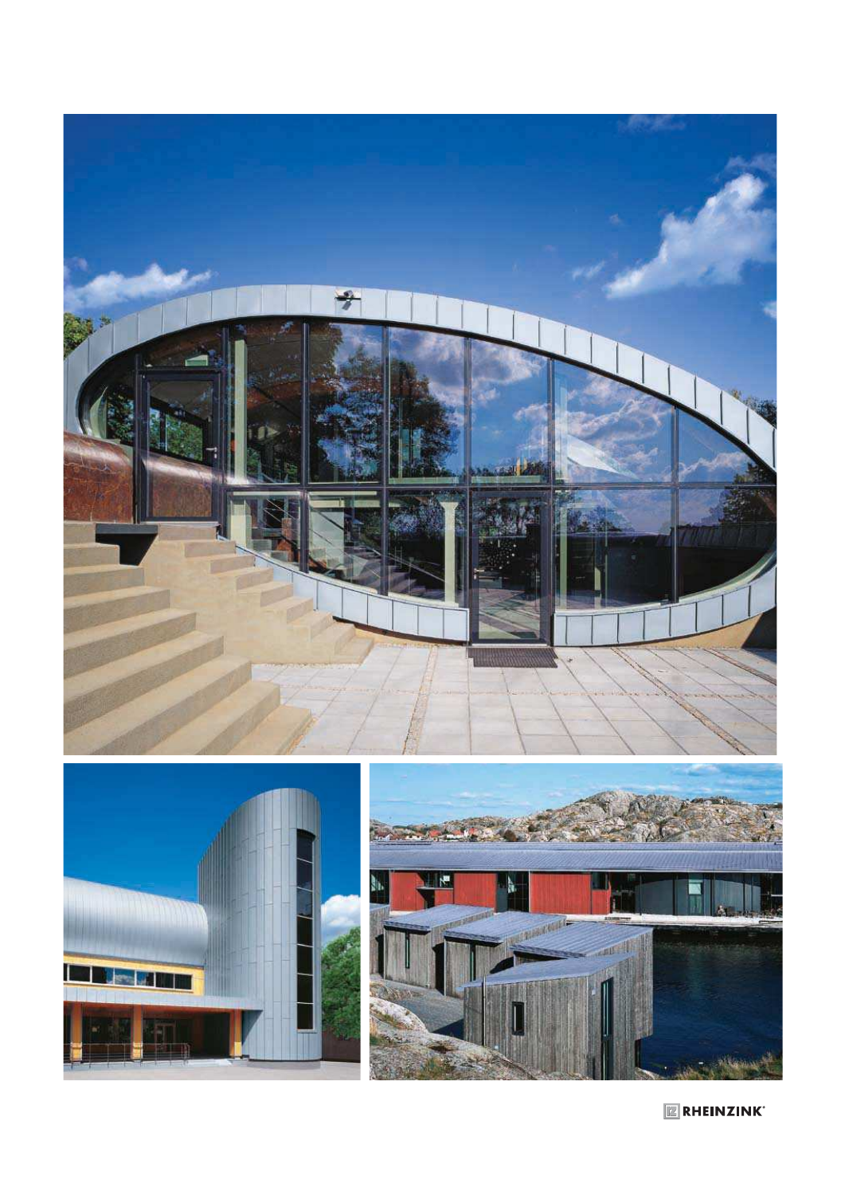RHEINZINK®